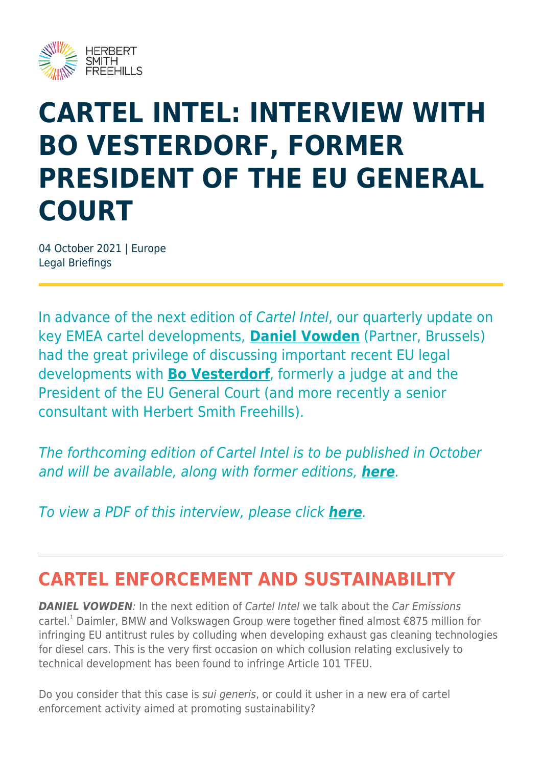# CARTEL INTEL: INTERVIEW WITH BO VESTERDORF, FORMER PRESIDENT OF THE EU GENERAL COURT

04 October 2021 | Europe
Legal Briefings

In advance of the next edition of *Cartel Intel*, our quarterly update on key EMEA cartel developments, **Daniel Vowden** (Partner, Brussels) had the great privilege of discussing important recent EU legal developments with **Bo Vesterdorf**, formerly a judge at and the President of the EU General Court (and more recently a senior consultant with Herbert Smith Freehills).

*The forthcoming edition of Cartel Intel is to be published in October and will be available, along with former editions,* ***here****.*

*To view a PDF of this interview, please click* ***here****.*

---

## CARTEL ENFORCEMENT AND SUSTAINABILITY

***DANIEL VOWDEN****:* In the next edition of *Cartel Intel* we talk about the *Car Emissions* cartel.[1] Daimler, BMW and Volkswagen Group were together fined almost €875 million for infringing EU antitrust rules by colluding when developing exhaust gas cleaning technologies for diesel cars. This is the very first occasion on which collusion relating exclusively to technical development has been found to infringe Article 101 TFEU.

Do you consider that this case is *sui generis*, or could it usher in a new era of cartel enforcement activity aimed at promoting sustainability?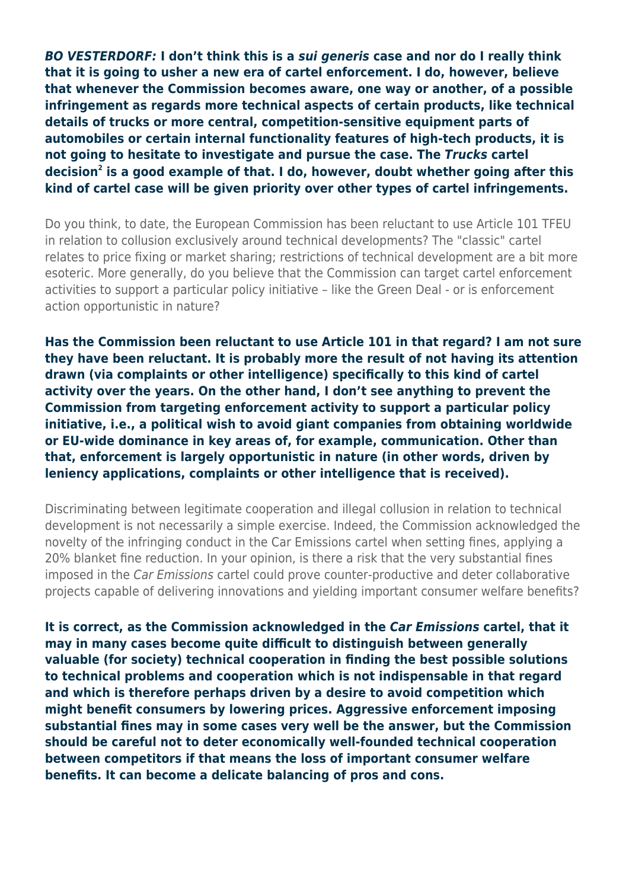***BO VESTERDORF:* I don't think this is a *sui generis* case and nor do I really think that it is going to usher a new era of cartel enforcement. I do, however, believe that whenever the Commission becomes aware, one way or another, of a possible infringement as regards more technical aspects of certain products, like technical details of trucks or more central, competition-sensitive equipment parts of automobiles or certain internal functionality features of high-tech products, it is not going to hesitate to investigate and pursue the case. The *Trucks* cartel decision[2] is a good example of that. I do, however, doubt whether going after this kind of cartel case will be given priority over other types of cartel infringements.**

Do you think, to date, the European Commission has been reluctant to use Article 101 TFEU in relation to collusion exclusively around technical developments? The "classic" cartel relates to price fixing or market sharing; restrictions of technical development are a bit more esoteric. More generally, do you believe that the Commission can target cartel enforcement activities to support a particular policy initiative – like the Green Deal - or is enforcement action opportunistic in nature?

**Has the Commission been reluctant to use Article 101 in that regard? I am not sure they have been reluctant. It is probably more the result of not having its attention drawn (via complaints or other intelligence) specifically to this kind of cartel activity over the years. On the other hand, I don't see anything to prevent the Commission from targeting enforcement activity to support a particular policy initiative, i.e., a political wish to avoid giant companies from obtaining worldwide or EU-wide dominance in key areas of, for example, communication. Other than that, enforcement is largely opportunistic in nature (in other words, driven by leniency applications, complaints or other intelligence that is received).**

Discriminating between legitimate cooperation and illegal collusion in relation to technical development is not necessarily a simple exercise. Indeed, the Commission acknowledged the novelty of the infringing conduct in the Car Emissions cartel when setting fines, applying a 20% blanket fine reduction. In your opinion, is there a risk that the very substantial fines imposed in the *Car Emissions* cartel could prove counter-productive and deter collaborative projects capable of delivering innovations and yielding important consumer welfare benefits?

**It is correct, as the Commission acknowledged in the *Car Emissions* cartel, that it may in many cases become quite difficult to distinguish between generally valuable (for society) technical cooperation in finding the best possible solutions to technical problems and cooperation which is not indispensable in that regard and which is therefore perhaps driven by a desire to avoid competition which might benefit consumers by lowering prices. Aggressive enforcement imposing substantial fines may in some cases very well be the answer, but the Commission should be careful not to deter economically well-founded technical cooperation between competitors if that means the loss of important consumer welfare benefits. It can become a delicate balancing of pros and cons.**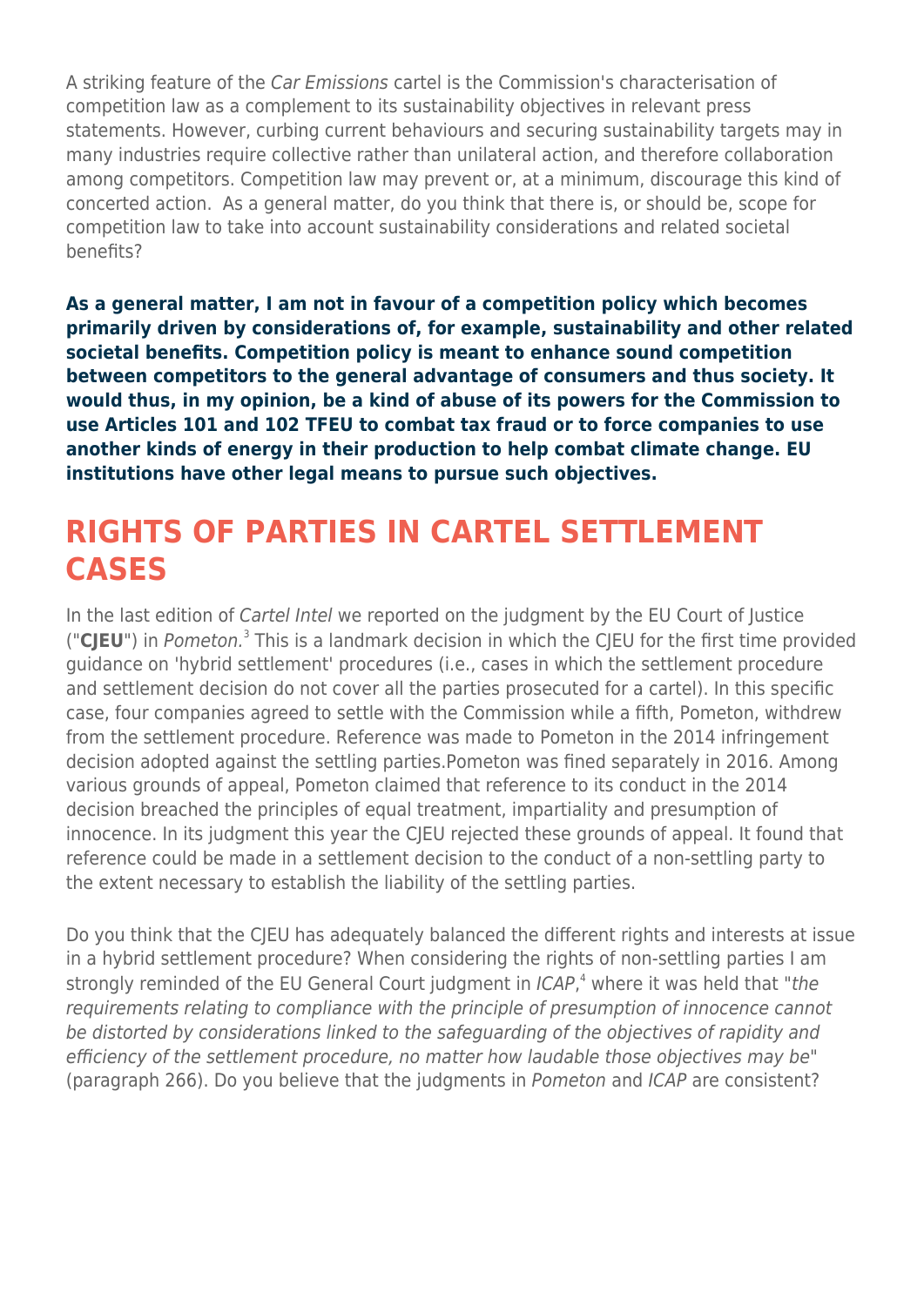A striking feature of the *Car Emissions* cartel is the Commission's characterisation of competition law as a complement to its sustainability objectives in relevant press statements. However, curbing current behaviours and securing sustainability targets may in many industries require collective rather than unilateral action, and therefore collaboration among competitors. Competition law may prevent or, at a minimum, discourage this kind of concerted action. As a general matter, do you think that there is, or should be, scope for competition law to take into account sustainability considerations and related societal benefits?

**As a general matter, I am not in favour of a competition policy which becomes primarily driven by considerations of, for example, sustainability and other related societal benefits. Competition policy is meant to enhance sound competition between competitors to the general advantage of consumers and thus society. It would thus, in my opinion, be a kind of abuse of its powers for the Commission to use Articles 101 and 102 TFEU to combat tax fraud or to force companies to use another kinds of energy in their production to help combat climate change. EU institutions have other legal means to pursue such objectives.**

## RIGHTS OF PARTIES IN CARTEL SETTLEMENT CASES

In the last edition of *Cartel Intel* we reported on the judgment by the EU Court of Justice ("**CJEU**") in *Pometon.*[3] This is a landmark decision in which the CJEU for the first time provided guidance on 'hybrid settlement' procedures (i.e., cases in which the settlement procedure and settlement decision do not cover all the parties prosecuted for a cartel). In this specific case, four companies agreed to settle with the Commission while a fifth, Pometon, withdrew from the settlement procedure. Reference was made to Pometon in the 2014 infringement decision adopted against the settling parties.Pometon was fined separately in 2016. Among various grounds of appeal, Pometon claimed that reference to its conduct in the 2014 decision breached the principles of equal treatment, impartiality and presumption of innocence. In its judgment this year the CJEU rejected these grounds of appeal. It found that reference could be made in a settlement decision to the conduct of a non-settling party to the extent necessary to establish the liability of the settling parties.

Do you think that the CJEU has adequately balanced the different rights and interests at issue in a hybrid settlement procedure? When considering the rights of non-settling parties I am strongly reminded of the EU General Court judgment in *ICAP*,[4] where it was held that "*the requirements relating to compliance with the principle of presumption of innocence cannot be distorted by considerations linked to the safeguarding of the objectives of rapidity and efficiency of the settlement procedure, no matter how laudable those objectives may be*" (paragraph 266). Do you believe that the judgments in *Pometon* and *ICAP* are consistent?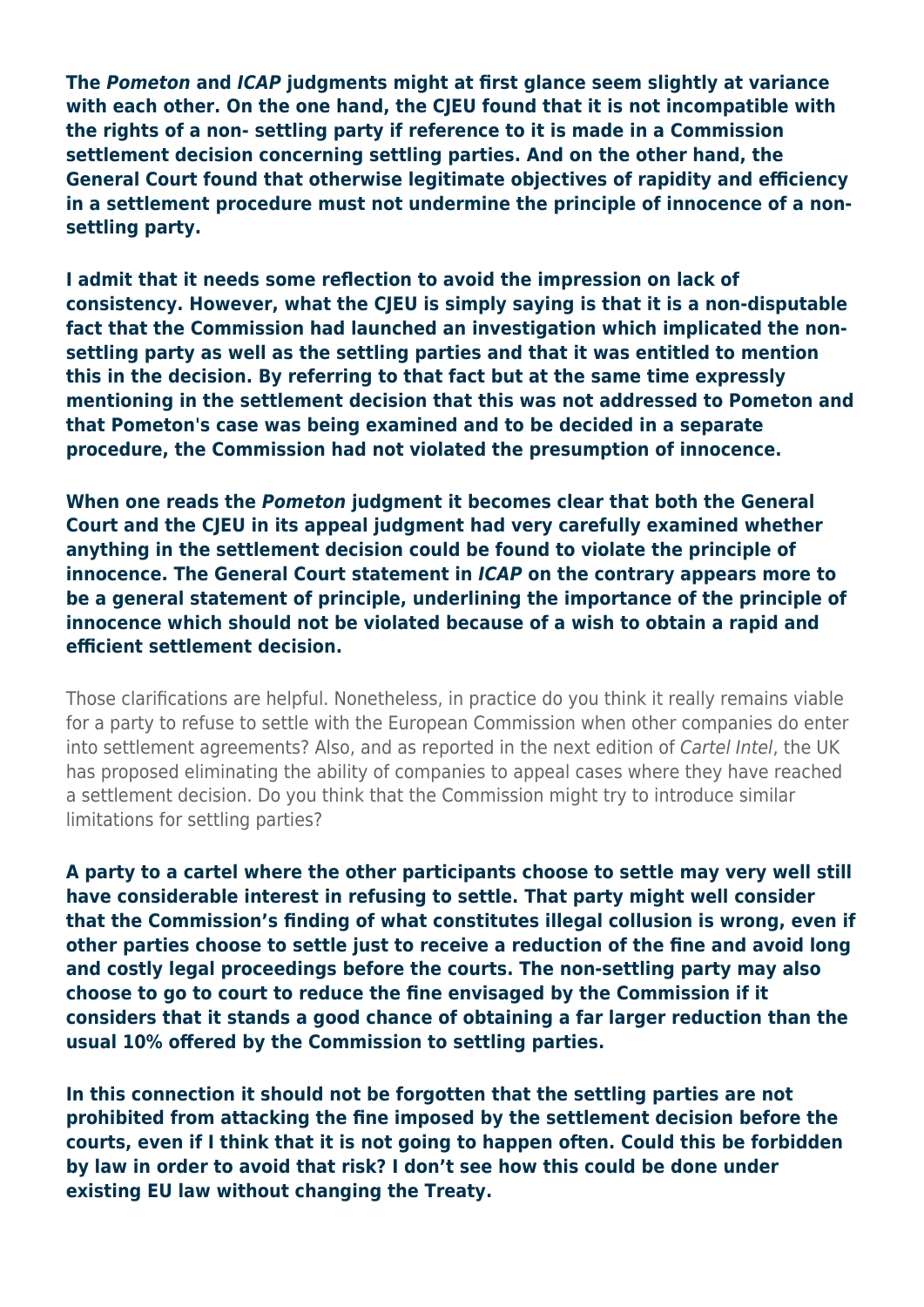**The *Pometon* and *ICAP* judgments might at first glance seem slightly at variance with each other. On the one hand, the CJEU found that it is not incompatible with the rights of a non- settling party if reference to it is made in a Commission settlement decision concerning settling parties. And on the other hand, the General Court found that otherwise legitimate objectives of rapidity and efficiency in a settlement procedure must not undermine the principle of innocence of a non-settling party.**

**I admit that it needs some reflection to avoid the impression on lack of consistency. However, what the CJEU is simply saying is that it is a non-disputable fact that the Commission had launched an investigation which implicated the non-settling party as well as the settling parties and that it was entitled to mention this in the decision. By referring to that fact but at the same time expressly mentioning in the settlement decision that this was not addressed to Pometon and that Pometon's case was being examined and to be decided in a separate procedure, the Commission had not violated the presumption of innocence.**

**When one reads the *Pometon* judgment it becomes clear that both the General Court and the CJEU in its appeal judgment had very carefully examined whether anything in the settlement decision could be found to violate the principle of innocence. The General Court statement in *ICAP* on the contrary appears more to be a general statement of principle, underlining the importance of the principle of innocence which should not be violated because of a wish to obtain a rapid and efficient settlement decision.**

Those clarifications are helpful. Nonetheless, in practice do you think it really remains viable for a party to refuse to settle with the European Commission when other companies do enter into settlement agreements? Also, and as reported in the next edition of *Cartel Intel*, the UK has proposed eliminating the ability of companies to appeal cases where they have reached a settlement decision. Do you think that the Commission might try to introduce similar limitations for settling parties?

**A party to a cartel where the other participants choose to settle may very well still have considerable interest in refusing to settle. That party might well consider that the Commission's finding of what constitutes illegal collusion is wrong, even if other parties choose to settle just to receive a reduction of the fine and avoid long and costly legal proceedings before the courts. The non-settling party may also choose to go to court to reduce the fine envisaged by the Commission if it considers that it stands a good chance of obtaining a far larger reduction than the usual 10% offered by the Commission to settling parties.**

**In this connection it should not be forgotten that the settling parties are not prohibited from attacking the fine imposed by the settlement decision before the courts, even if I think that it is not going to happen often. Could this be forbidden by law in order to avoid that risk? I don't see how this could be done under existing EU law without changing the Treaty.**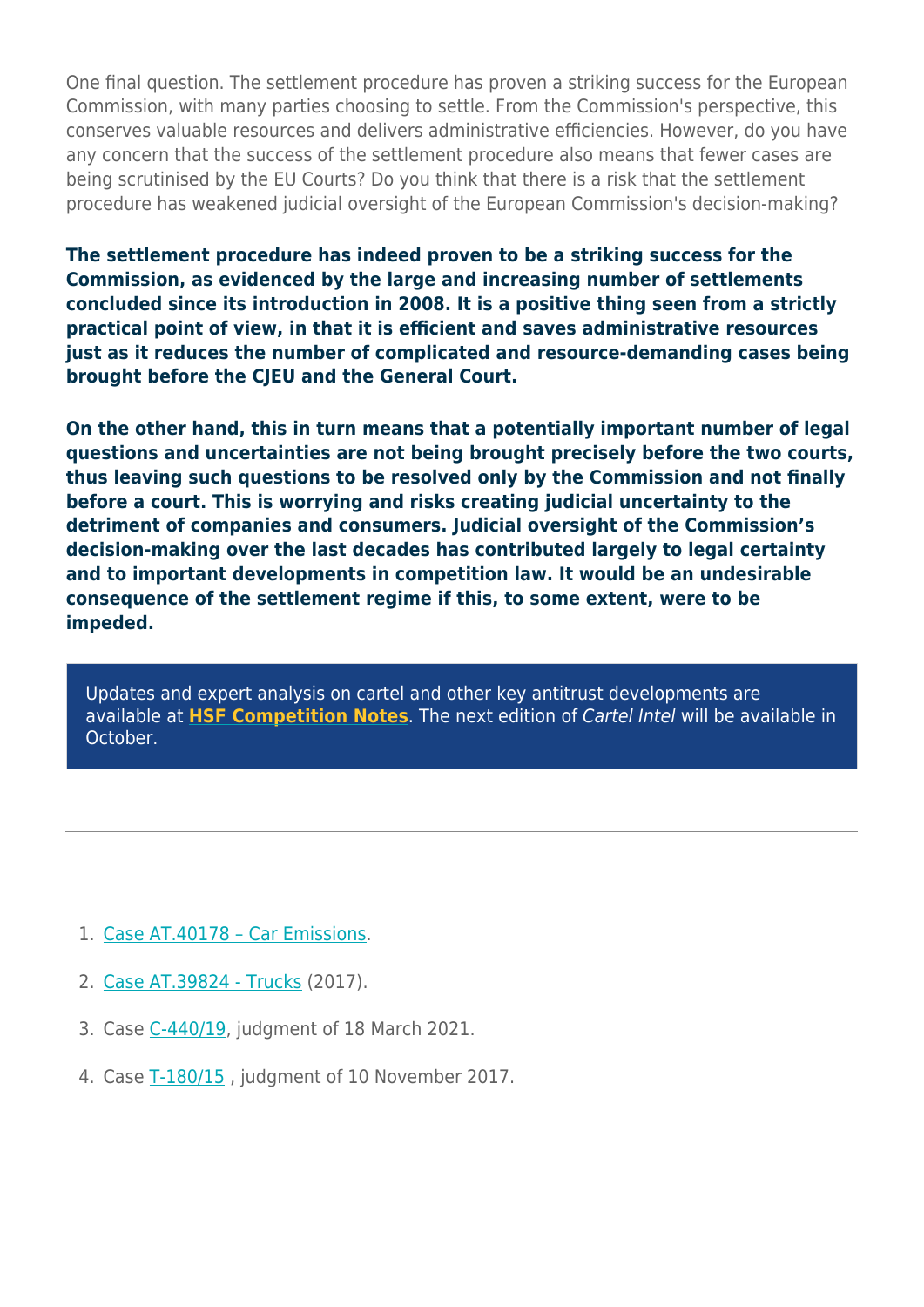One final question. The settlement procedure has proven a striking success for the European Commission, with many parties choosing to settle. From the Commission's perspective, this conserves valuable resources and delivers administrative efficiencies. However, do you have any concern that the success of the settlement procedure also means that fewer cases are being scrutinised by the EU Courts? Do you think that there is a risk that the settlement procedure has weakened judicial oversight of the European Commission's decision-making?

**The settlement procedure has indeed proven to be a striking success for the Commission, as evidenced by the large and increasing number of settlements concluded since its introduction in 2008. It is a positive thing seen from a strictly practical point of view, in that it is efficient and saves administrative resources just as it reduces the number of complicated and resource-demanding cases being brought before the CJEU and the General Court.**

**On the other hand, this in turn means that a potentially important number of legal questions and uncertainties are not being brought precisely before the two courts, thus leaving such questions to be resolved only by the Commission and not finally before a court. This is worrying and risks creating judicial uncertainty to the detriment of companies and consumers. Judicial oversight of the Commission's decision-making over the last decades has contributed largely to legal certainty and to important developments in competition law. It would be an undesirable consequence of the settlement regime if this, to some extent, were to be impeded.**

> Updates and expert analysis on cartel and other key antitrust developments are available at **HSF Competition Notes**. The next edition of *Cartel Intel* will be available in October.

---

1. Case AT.40178 – Car Emissions.
2. Case AT.39824 - Trucks (2017).
3. Case C-440/19, judgment of 18 March 2021.
4. Case T-180/15 , judgment of 10 November 2017.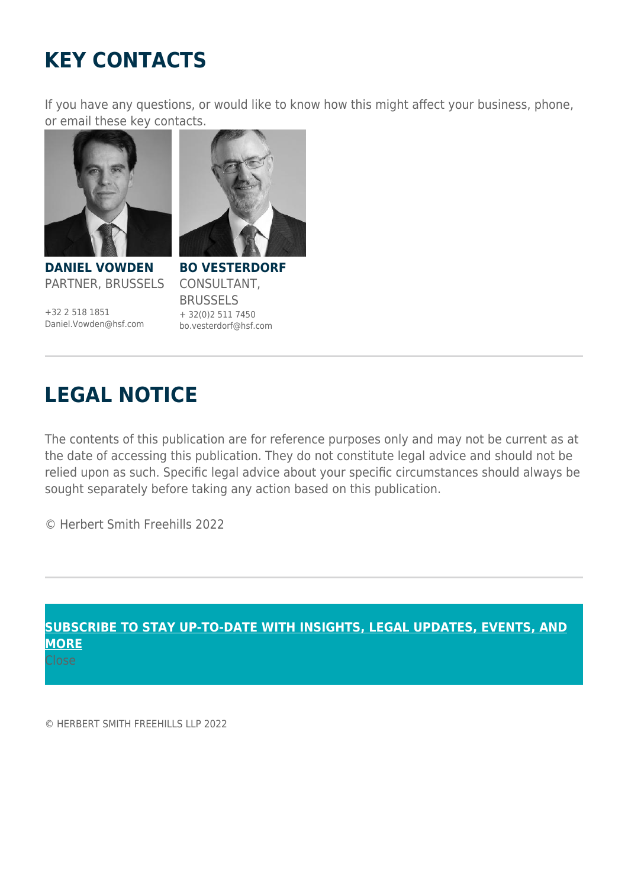## KEY CONTACTS

If you have any questions, or would like to know how this might affect your business, phone, or email these key contacts.

**DANIEL VOWDEN**
PARTNER, BRUSSELS

+32 2 518 1851
Daniel.Vowden@hsf.com

**BO VESTERDORF**
CONSULTANT, BRUSSELS

+ 32(0)2 511 7450
bo.vesterdorf@hsf.com

## LEGAL NOTICE

The contents of this publication are for reference purposes only and may not be current as at the date of accessing this publication. They do not constitute legal advice and should not be relied upon as such. Specific legal advice about your specific circumstances should always be sought separately before taking any action based on this publication.

© Herbert Smith Freehills 2022

**SUBSCRIBE TO STAY UP-TO-DATE WITH INSIGHTS, LEGAL UPDATES, EVENTS, AND MORE**

Close

© HERBERT SMITH FREEHILLS LLP 2022